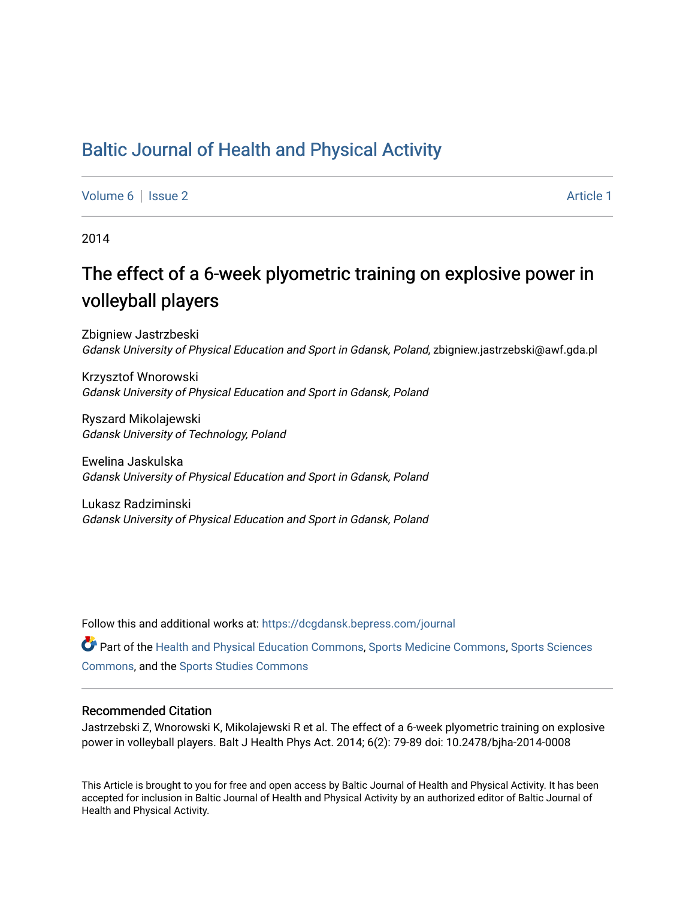# Baltic Journal of Health and Physical Activity

Volume 6 | Issue 2 Article 1

2014

## The effect of a 6-week plyometric training on explosive power in volleyball players

Zbigniew Jastrzbeski
*Gdansk University of Physical Education and Sport in Gdansk, Poland*, zbigniew.jastrzebski@awf.gda.pl

Krzysztof Wnorowski
*Gdansk University of Physical Education and Sport in Gdansk, Poland*

Ryszard Mikolajewski
*Gdansk University of Technology, Poland*

Ewelina Jaskulska
*Gdansk University of Physical Education and Sport in Gdansk, Poland*

Lukasz Radziminski
*Gdansk University of Physical Education and Sport in Gdansk, Poland*

Follow this and additional works at: https://dcgdansk.bepress.com/journal

Part of the Health and Physical Education Commons, Sports Medicine Commons, Sports Sciences Commons, and the Sports Studies Commons

### Recommended Citation

Jastrzebski Z, Wnorowski K, Mikolajewski R et al. The effect of a 6-week plyometric training on explosive power in volleyball players. Balt J Health Phys Act. 2014; 6(2): 79-89 doi: 10.2478/bjha-2014-0008

This Article is brought to you for free and open access by Baltic Journal of Health and Physical Activity. It has been accepted for inclusion in Baltic Journal of Health and Physical Activity by an authorized editor of Baltic Journal of Health and Physical Activity.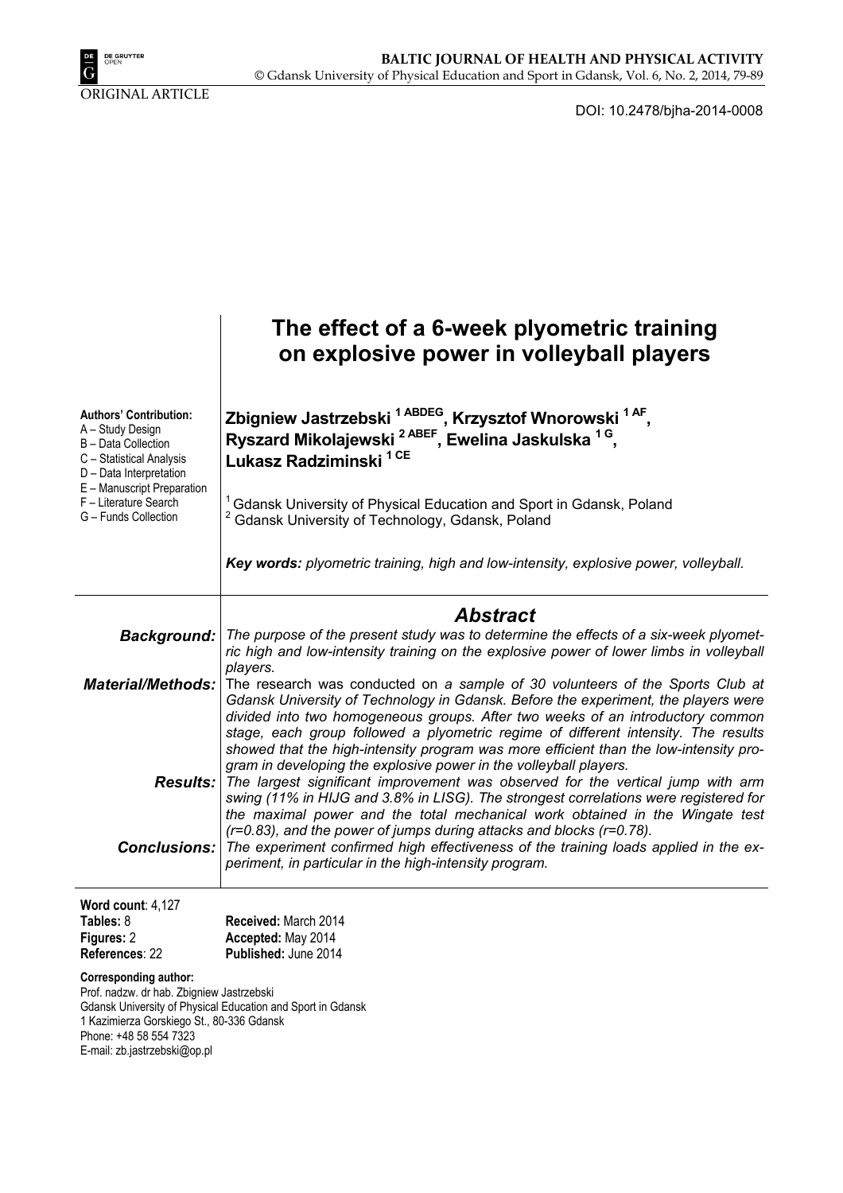ORIGINAL ARTICLE

DOI: 10.2478/bjha-2014-0008

# The effect of a 6-week plyometric training on explosive power in volleyball players

**Authors' Contribution:**
A – Study Design
B – Data Collection
C – Statistical Analysis
D – Data Interpretation
E – Manuscript Preparation
F – Literature Search
G – Funds Collection

**Zbigniew Jastrzebski [1 ABDEG], Krzysztof Wnorowski [1 AF], Ryszard Mikolajewski [2 ABEF], Ewelina Jaskulska [1 G], Lukasz Radziminski [1 CE]**

[1] Gdansk University of Physical Education and Sport in Gdansk, Poland
[2] Gdansk University of Technology, Gdansk, Poland

***Key words:*** *plyometric training, high and low-intensity, explosive power, volleyball.*

## Abstract

***Background:*** *The purpose of the present study was to determine the effects of a six-week plyometric high and low-intensity training on the explosive power of lower limbs in volleyball players.*

***Material/Methods:*** The research was conducted on *a sample of 30 volunteers of the Sports Club at Gdansk University of Technology in Gdansk. Before the experiment, the players were divided into two homogeneous groups. After two weeks of an introductory common stage, each group followed a plyometric regime of different intensity. The results showed that the high-intensity program was more efficient than the low-intensity program in developing the explosive power in the volleyball players.*

***Results:*** *The largest significant improvement was observed for the vertical jump with arm swing (11% in HIJG and 3.8% in LISG). The strongest correlations were registered for the maximal power and the total mechanical work obtained in the Wingate test (r=0.83), and the power of jumps during attacks and blocks (r=0.78).*

***Conclusions:*** *The experiment confirmed high effectiveness of the training loads applied in the experiment, in particular in the high-intensity program.*

**Word count**: 4,127
**Tables:** 8
**Figures:** 2
**References**: 22

**Received:** March 2014
**Accepted:** May 2014
**Published:** June 2014

**Corresponding author:**
Prof. nadzw. dr hab. Zbigniew Jastrzebski
Gdansk University of Physical Education and Sport in Gdansk
1 Kazimierza Gorskiego St., 80-336 Gdansk
Phone: +48 58 554 7323
E-mail: zb.jastrzebski@op.pl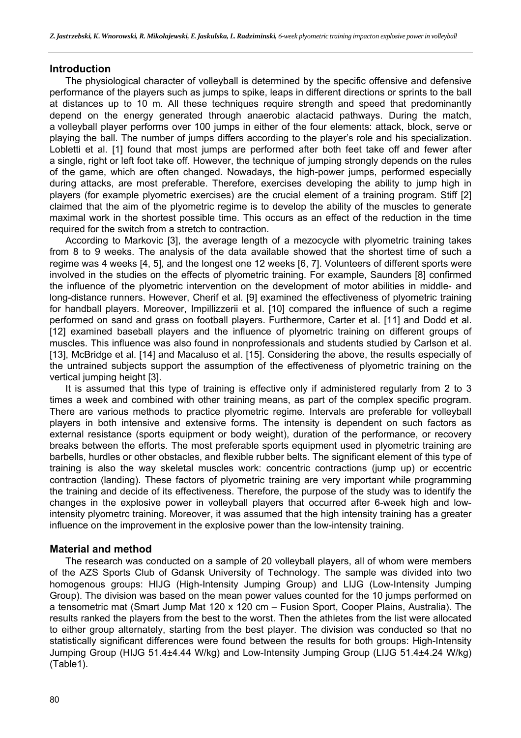## Introduction

The physiological character of volleyball is determined by the specific offensive and defensive performance of the players such as jumps to spike, leaps in different directions or sprints to the ball at distances up to 10 m. All these techniques require strength and speed that predominantly depend on the energy generated through anaerobic alactacid pathways. During the match, a volleyball player performs over 100 jumps in either of the four elements: attack, block, serve or playing the ball. The number of jumps differs according to the player's role and his specialization. Lobletti et al. [1] found that most jumps are performed after both feet take off and fewer after a single, right or left foot take off. However, the technique of jumping strongly depends on the rules of the game, which are often changed. Nowadays, the high-power jumps, performed especially during attacks, are most preferable. Therefore, exercises developing the ability to jump high in players (for example plyometric exercises) are the crucial element of a training program. Stiff [2] claimed that the aim of the plyometric regime is to develop the ability of the muscles to generate maximal work in the shortest possible time. This occurs as an effect of the reduction in the time required for the switch from a stretch to contraction.

According to Markovic [3], the average length of a mezocycle with plyometric training takes from 8 to 9 weeks. The analysis of the data available showed that the shortest time of such a regime was 4 weeks [4, 5], and the longest one 12 weeks [6, 7]. Volunteers of different sports were involved in the studies on the effects of plyometric training. For example, Saunders [8] confirmed the influence of the plyometric intervention on the development of motor abilities in middle- and long-distance runners. However, Cherif et al. [9] examined the effectiveness of plyometric training for handball players. Moreover, Impillizzerii et al. [10] compared the influence of such a regime performed on sand and grass on football players. Furthermore, Carter et al. [11] and Dodd et al. [12] examined baseball players and the influence of plyometric training on different groups of muscles. This influence was also found in nonprofessionals and students studied by Carlson et al. [13], McBridge et al. [14] and Macaluso et al. [15]. Considering the above, the results especially of the untrained subjects support the assumption of the effectiveness of plyometric training on the vertical jumping height [3].

It is assumed that this type of training is effective only if administered regularly from 2 to 3 times a week and combined with other training means, as part of the complex specific program. There are various methods to practice plyometric regime. Intervals are preferable for volleyball players in both intensive and extensive forms. The intensity is dependent on such factors as external resistance (sports equipment or body weight), duration of the performance, or recovery breaks between the efforts. The most preferable sports equipment used in plyometric training are barbells, hurdles or other obstacles, and flexible rubber belts. The significant element of this type of training is also the way skeletal muscles work: concentric contractions (jump up) or eccentric contraction (landing). These factors of plyometric training are very important while programming the training and decide of its effectiveness. Therefore, the purpose of the study was to identify the changes in the explosive power in volleyball players that occurred after 6-week high and low-intensity plyometrc training. Moreover, it was assumed that the high intensity training has a greater influence on the improvement in the explosive power than the low-intensity training.

## Material and method

The research was conducted on a sample of 20 volleyball players, all of whom were members of the AZS Sports Club of Gdansk University of Technology. The sample was divided into two homogenous groups: HIJG (High-Intensity Jumping Group) and LIJG (Low-Intensity Jumping Group). The division was based on the mean power values counted for the 10 jumps performed on a tensometric mat (Smart Jump Mat 120 x 120 cm – Fusion Sport, Cooper Plains, Australia). The results ranked the players from the best to the worst. Then the athletes from the list were allocated to either group alternately, starting from the best player. The division was conducted so that no statistically significant differences were found between the results for both groups: High-Intensity Jumping Group (HIJG 51.4±4.44 W/kg) and Low-Intensity Jumping Group (LIJG 51.4±4.24 W/kg) (Table1).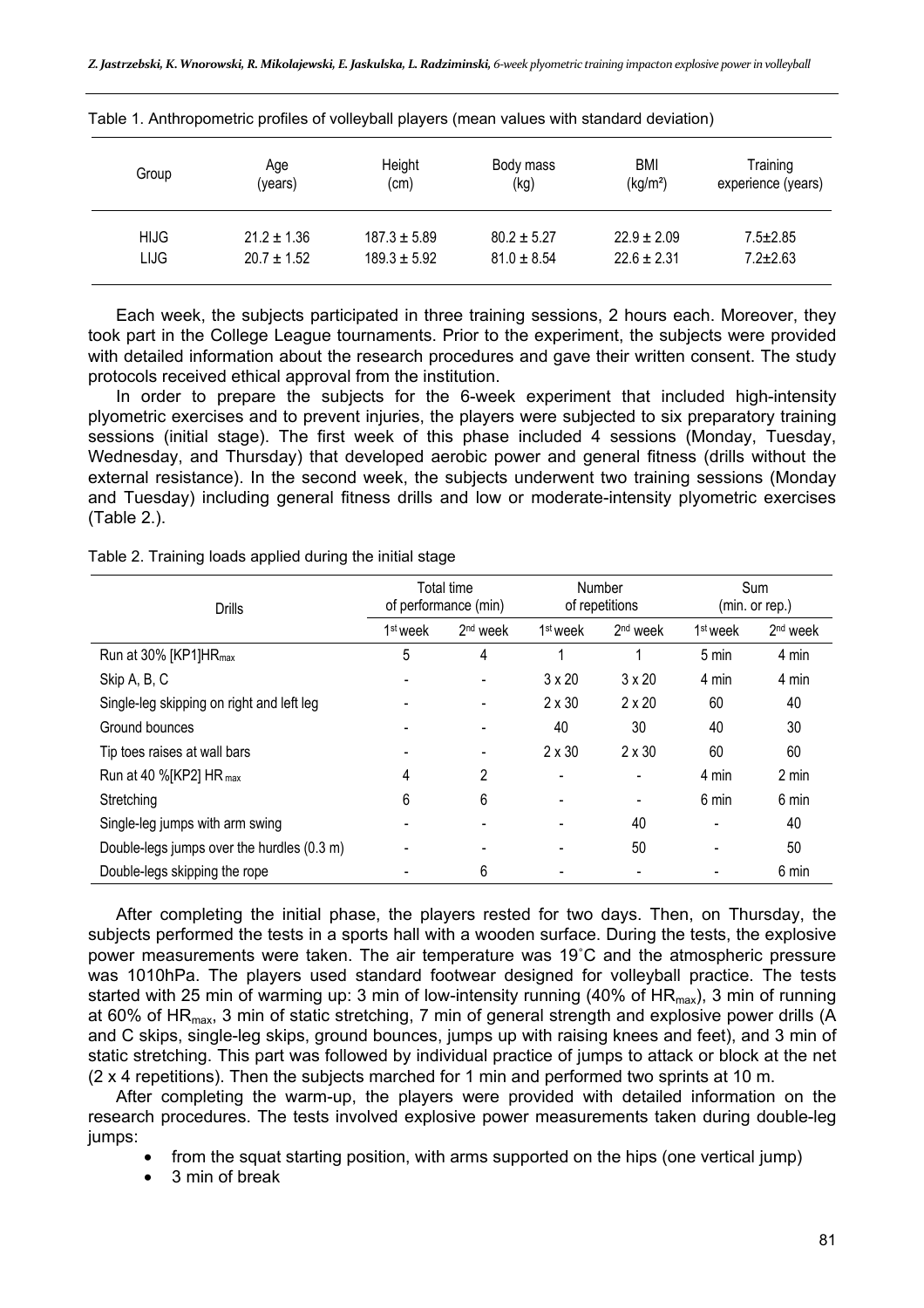Table 1. Anthropometric profiles of volleyball players (mean values with standard deviation)

| Group | Age (years) | Height (cm) | Body mass (kg) | BMI (kg/m²) | Training experience (years) |
|---|---|---|---|---|---|
| HIJG | 21.2 ± 1.36 | 187.3 ± 5.89 | 80.2 ± 5.27 | 22.9 ± 2.09 | 7.5±2.85 |
| LIJG | 20.7 ± 1.52 | 189.3 ± 5.92 | 81.0 ± 8.54 | 22.6 ± 2.31 | 7.2±2.63 |

Each week, the subjects participated in three training sessions, 2 hours each. Moreover, they took part in the College League tournaments. Prior to the experiment, the subjects were provided with detailed information about the research procedures and gave their written consent. The study protocols received ethical approval from the institution.

In order to prepare the subjects for the 6-week experiment that included high-intensity plyometric exercises and to prevent injuries, the players were subjected to six preparatory training sessions (initial stage). The first week of this phase included 4 sessions (Monday, Tuesday, Wednesday, and Thursday) that developed aerobic power and general fitness (drills without the external resistance). In the second week, the subjects underwent two training sessions (Monday and Tuesday) including general fitness drills and low or moderate-intensity plyometric exercises (Table 2.).

Table 2. Training loads applied during the initial stage

| Drills | Total time of performance (min) | | Number of repetitions | | Sum (min. or rep.) | |
|---|---|---|---|---|---|---|
| | 1st week | 2nd week | 1st week | 2nd week | 1st week | 2nd week |
| Run at 30% [KP1]$HR_{max}$ | 5 | 4 | 1 | 1 | 5 min | 4 min |
| Skip A, B, C | - | - | 3 x 20 | 3 x 20 | 4 min | 4 min |
| Single-leg skipping on right and left leg | - | - | 2 x 30 | 2 x 20 | 60 | 40 |
| Ground bounces | - | - | 40 | 30 | 40 | 30 |
| Tip toes raises at wall bars | - | - | 2 x 30 | 2 x 30 | 60 | 60 |
| Run at 40 %[KP2] $HR_{max}$ | 4 | 2 | - | - | 4 min | 2 min |
| Stretching | 6 | 6 | - | - | 6 min | 6 min |
| Single-leg jumps with arm swing | - | - | - | 40 | - | 40 |
| Double-legs jumps over the hurdles (0.3 m) | - | - | - | 50 | - | 50 |
| Double-legs skipping the rope | - | 6 | - | - | - | 6 min |

After completing the initial phase, the players rested for two days. Then, on Thursday, the subjects performed the tests in a sports hall with a wooden surface. During the tests, the explosive power measurements were taken. The air temperature was 19˚C and the atmospheric pressure was 1010hPa. The players used standard footwear designed for volleyball practice. The tests started with 25 min of warming up: 3 min of low-intensity running (40% of $HR_{max}$), 3 min of running at 60% of $HR_{max}$, 3 min of static stretching, 7 min of general strength and explosive power drills (A and C skips, single-leg skips, ground bounces, jumps up with raising knees and feet), and 3 min of static stretching. This part was followed by individual practice of jumps to attack or block at the net (2 x 4 repetitions). Then the subjects marched for 1 min and performed two sprints at 10 m.

After completing the warm-up, the players were provided with detailed information on the research procedures. The tests involved explosive power measurements taken during double-leg jumps:

- from the squat starting position, with arms supported on the hips (one vertical jump)
- 3 min of break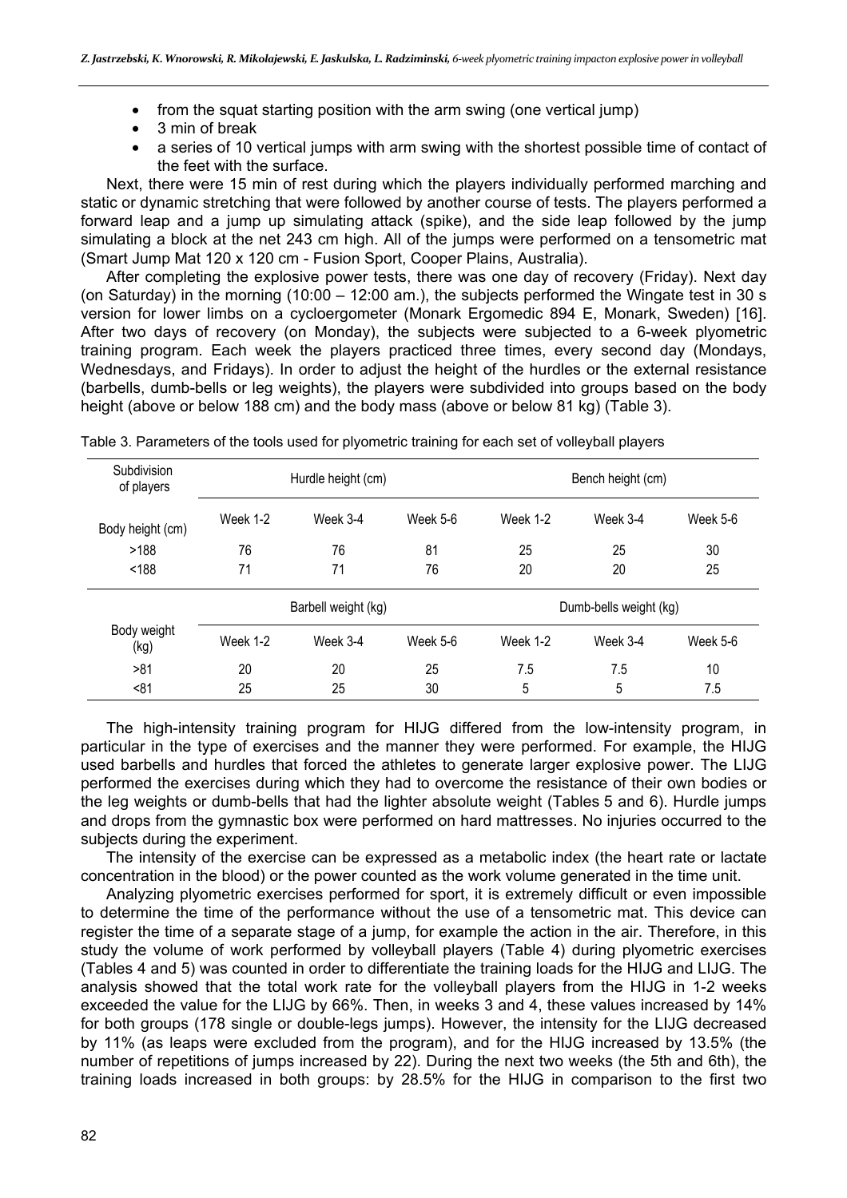- from the squat starting position with the arm swing (one vertical jump)
- 3 min of break
- a series of 10 vertical jumps with arm swing with the shortest possible time of contact of the feet with the surface.

Next, there were 15 min of rest during which the players individually performed marching and static or dynamic stretching that were followed by another course of tests. The players performed a forward leap and a jump up simulating attack (spike), and the side leap followed by the jump simulating a block at the net 243 cm high. All of the jumps were performed on a tensometric mat (Smart Jump Mat 120 x 120 cm - Fusion Sport, Cooper Plains, Australia).

After completing the explosive power tests, there was one day of recovery (Friday). Next day (on Saturday) in the morning (10:00 – 12:00 am.), the subjects performed the Wingate test in 30 s version for lower limbs on a cycloergometer (Monark Ergomedic 894 E, Monark, Sweden) [16]. After two days of recovery (on Monday), the subjects were subjected to a 6-week plyometric training program. Each week the players practiced three times, every second day (Mondays, Wednesdays, and Fridays). In order to adjust the height of the hurdles or the external resistance (barbells, dumb-bells or leg weights), the players were subdivided into groups based on the body height (above or below 188 cm) and the body mass (above or below 81 kg) (Table 3).

Table 3. Parameters of the tools used for plyometric training for each set of volleyball players

| Subdivision of players | Hurdle height (cm) | | | Bench height (cm) | | |
|---|---|---|---|---|---|---|
| Body height (cm) | Week 1-2 | Week 3-4 | Week 5-6 | Week 1-2 | Week 3-4 | Week 5-6 |
| >188 | 76 | 76 | 81 | 25 | 25 | 30 |
| <188 | 71 | 71 | 76 | 20 | 20 | 25 |
| | Barbell weight (kg) | | | Dumb-bells weight (kg) | | |
| Body weight (kg) | Week 1-2 | Week 3-4 | Week 5-6 | Week 1-2 | Week 3-4 | Week 5-6 |
| >81 | 20 | 20 | 25 | 7.5 | 7.5 | 10 |
| <81 | 25 | 25 | 30 | 5 | 5 | 7.5 |

The high-intensity training program for HIJG differed from the low-intensity program, in particular in the type of exercises and the manner they were performed. For example, the HIJG used barbells and hurdles that forced the athletes to generate larger explosive power. The LIJG performed the exercises during which they had to overcome the resistance of their own bodies or the leg weights or dumb-bells that had the lighter absolute weight (Tables 5 and 6). Hurdle jumps and drops from the gymnastic box were performed on hard mattresses. No injuries occurred to the subjects during the experiment.

The intensity of the exercise can be expressed as a metabolic index (the heart rate or lactate concentration in the blood) or the power counted as the work volume generated in the time unit.

Analyzing plyometric exercises performed for sport, it is extremely difficult or even impossible to determine the time of the performance without the use of a tensometric mat. This device can register the time of a separate stage of a jump, for example the action in the air. Therefore, in this study the volume of work performed by volleyball players (Table 4) during plyometric exercises (Tables 4 and 5) was counted in order to differentiate the training loads for the HIJG and LIJG. The analysis showed that the total work rate for the volleyball players from the HIJG in 1-2 weeks exceeded the value for the LIJG by 66%. Then, in weeks 3 and 4, these values increased by 14% for both groups (178 single or double-legs jumps). However, the intensity for the LIJG decreased by 11% (as leaps were excluded from the program), and for the HIJG increased by 13.5% (the number of repetitions of jumps increased by 22). During the next two weeks (the 5th and 6th), the training loads increased in both groups: by 28.5% for the HIJG in comparison to the first two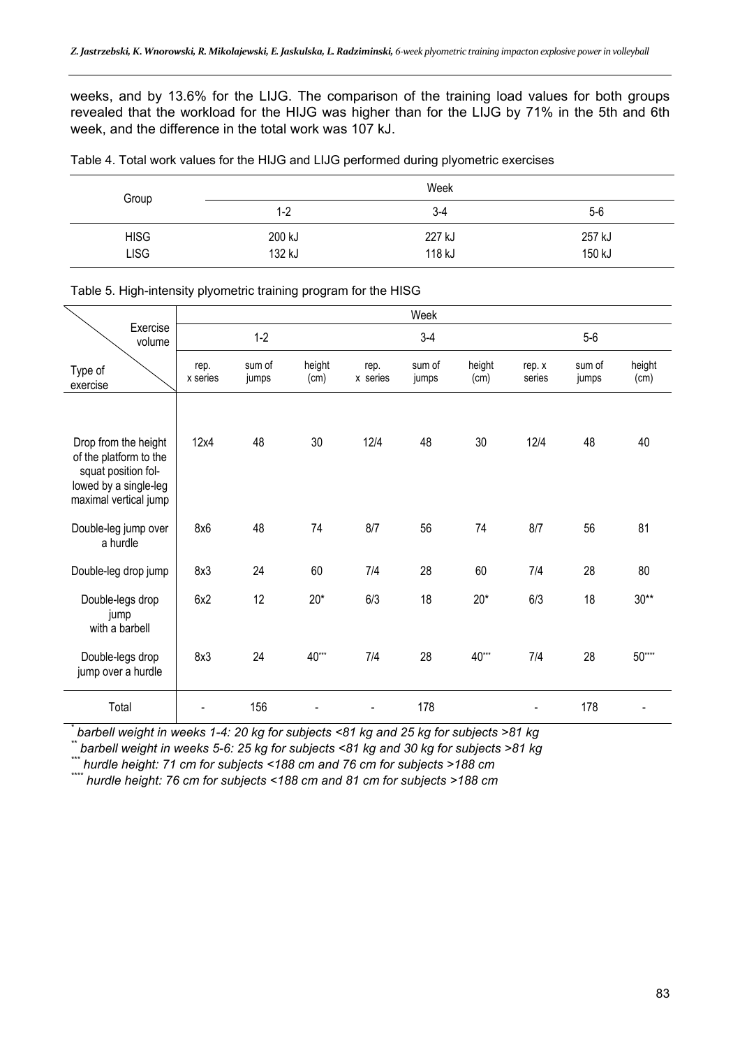weeks, and by 13.6% for the LIJG. The comparison of the training load values for both groups revealed that the workload for the HIJG was higher than for the LIJG by 71% in the 5th and 6th week, and the difference in the total work was 107 kJ.

Table 4. Total work values for the HIJG and LIJG performed during plyometric exercises

| Group | Week | | |
|---|---|---|---|
| | 1-2 | 3-4 | 5-6 |
| HISG | 200 kJ | 227 kJ | 257 kJ |
| LISG | 132 kJ | 118 kJ | 150 kJ |

Table 5. High-intensity plyometric training program for the HISG

| Type of exercise / Exercise volume | Week | | | | | | | | |
|---|---|---|---|---|---|---|---|---|---|
| | 1-2 | | | 3-4 | | | 5-6 | | |
| | rep. x series | sum of jumps | height (cm) | rep. x series | sum of jumps | height (cm) | rep. x series | sum of jumps | height (cm) |
| Drop from the height of the platform to the squat position followed by a single-leg maximal vertical jump | 12x4 | 48 | 30 | 12/4 | 48 | 30 | 12/4 | 48 | 40 |
| Double-leg jump over a hurdle | 8x6 | 48 | 74 | 8/7 | 56 | 74 | 8/7 | 56 | 81 |
| Double-leg drop jump | 8x3 | 24 | 60 | 7/4 | 28 | 60 | 7/4 | 28 | 80 |
| Double-legs drop jump with a barbell | 6x2 | 12 | 20* | 6/3 | 18 | 20* | 6/3 | 18 | 30** |
| Double-legs drop jump over a hurdle | 8x3 | 24 | 40*** | 7/4 | 28 | 40*** | 7/4 | 28 | 50**** |
| Total | - | 156 | - | - | 178 | | - | 178 | - |

*\* barbell weight in weeks 1-4: 20 kg for subjects <81 kg and 25 kg for subjects >81 kg*

*\*\* barbell weight in weeks 5-6: 25 kg for subjects <81 kg and 30 kg for subjects >81 kg*

*\*\*\* hurdle height: 71 cm for subjects <188 cm and 76 cm for subjects >188 cm*

*\*\*\*\* hurdle height: 76 cm for subjects <188 cm and 81 cm for subjects >188 cm*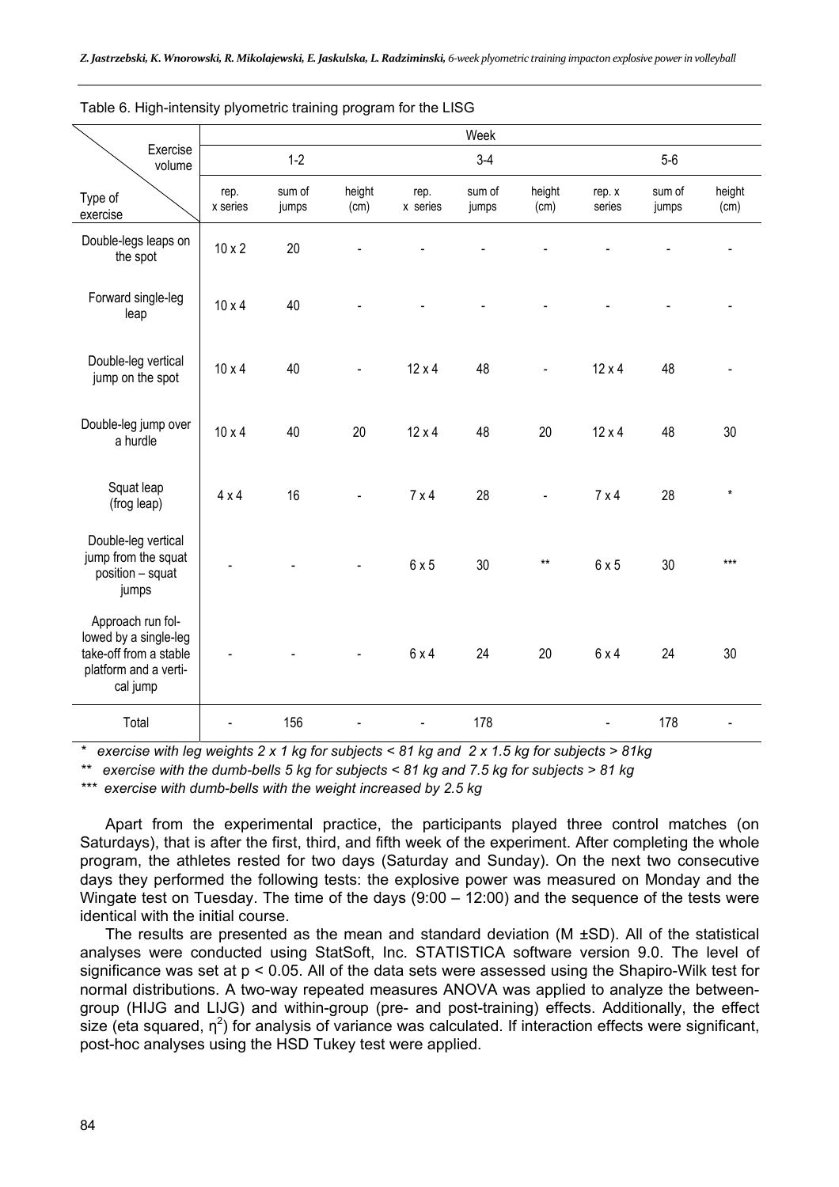Table 6. High-intensity plyometric training program for the LISG

| Exercise volume / Type of exercise | Week 1-2 | | | 3-4 | | | 5-6 | | |
|---|---|---|---|---|---|---|---|---|---|
| | rep. x series | sum of jumps | height (cm) | rep. x series | sum of jumps | height (cm) | rep. x series | sum of jumps | height (cm) |
| Double-legs leaps on the spot | 10 x 2 | 20 | - | - | - | - | - | - | - |
| Forward single-leg leap | 10 x 4 | 40 | - | - | - | - | - | - | - |
| Double-leg vertical jump on the spot | 10 x 4 | 40 | - | 12 x 4 | 48 | - | 12 x 4 | 48 | - |
| Double-leg jump over a hurdle | 10 x 4 | 40 | 20 | 12 x 4 | 48 | 20 | 12 x 4 | 48 | 30 |
| Squat leap (frog leap) | 4 x 4 | 16 | - | 7 x 4 | 28 | - | 7 x 4 | 28 | * |
| Double-leg vertical jump from the squat position – squat jumps | - | - | - | 6 x 5 | 30 | ** | 6 x 5 | 30 | *** |
| Approach run followed by a single-leg take-off from a stable platform and a vertical jump | - | - | - | 6 x 4 | 24 | 20 | 6 x 4 | 24 | 30 |
| Total | - | 156 | - | - | 178 | | - | 178 | - |

\* *exercise with leg weights 2 x 1 kg for subjects < 81 kg and 2 x 1.5 kg for subjects > 81kg*

\*\* *exercise with the dumb-bells 5 kg for subjects < 81 kg and 7.5 kg for subjects > 81 kg*

\*\*\* *exercise with dumb-bells with the weight increased by 2.5 kg*

Apart from the experimental practice, the participants played three control matches (on Saturdays), that is after the first, third, and fifth week of the experiment. After completing the whole program, the athletes rested for two days (Saturday and Sunday). On the next two consecutive days they performed the following tests: the explosive power was measured on Monday and the Wingate test on Tuesday. The time of the days (9:00 – 12:00) and the sequence of the tests were identical with the initial course.

The results are presented as the mean and standard deviation (M ±SD). All of the statistical analyses were conducted using StatSoft, Inc. STATISTICA software version 9.0. The level of significance was set at $p < 0.05$. All of the data sets were assessed using the Shapiro-Wilk test for normal distributions. A two-way repeated measures ANOVA was applied to analyze the between-group (HIJG and LIJG) and within-group (pre- and post-training) effects. Additionally, the effect size (eta squared, $\eta^2$) for analysis of variance was calculated. If interaction effects were significant, post-hoc analyses using the HSD Tukey test were applied.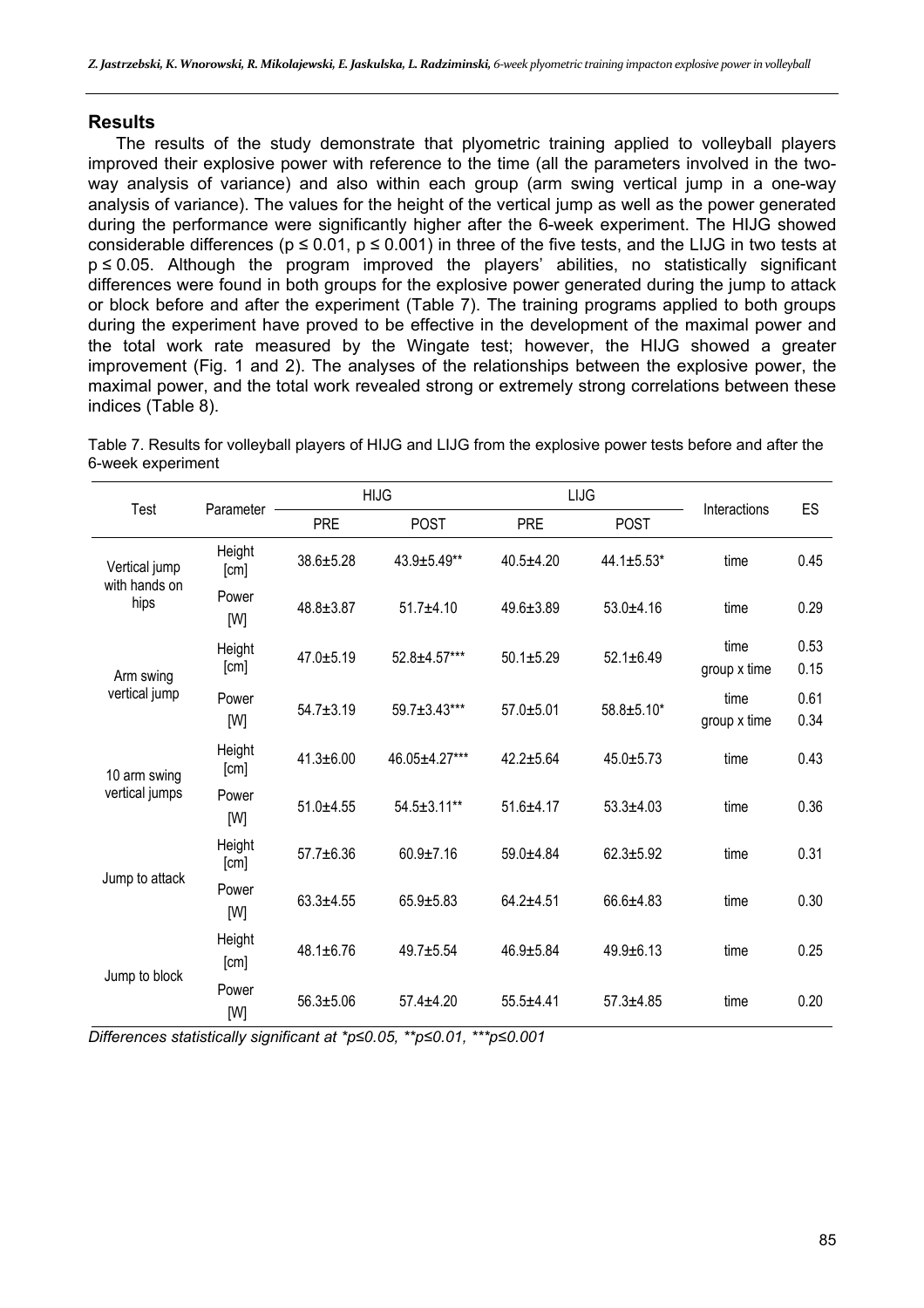## Results

The results of the study demonstrate that plyometric training applied to volleyball players improved their explosive power with reference to the time (all the parameters involved in the two-way analysis of variance) and also within each group (arm swing vertical jump in a one-way analysis of variance). The values for the height of the vertical jump as well as the power generated during the performance were significantly higher after the 6-week experiment. The HIJG showed considerable differences ($p \leq 0.01$, $p \leq 0.001$) in three of the five tests, and the LIJG in two tests at $p \leq 0.05$. Although the program improved the players' abilities, no statistically significant differences were found in both groups for the explosive power generated during the jump to attack or block before and after the experiment (Table 7). The training programs applied to both groups during the experiment have proved to be effective in the development of the maximal power and the total work rate measured by the Wingate test; however, the HIJG showed a greater improvement (Fig. 1 and 2). The analyses of the relationships between the explosive power, the maximal power, and the total work revealed strong or extremely strong correlations between these indices (Table 8).

Table 7. Results for volleyball players of HIJG and LIJG from the explosive power tests before and after the 6-week experiment

| Test | Parameter | HIJG | | LIJG | | Interactions | ES |
|---|---|---|---|---|---|---|---|
| | | PRE | POST | PRE | POST | | |
| Vertical jump with hands on hips | Height [cm] | 38.6±5.28 | 43.9±5.49** | 40.5±4.20 | 44.1±5.53* | time | 0.45 |
| | Power [W] | 48.8±3.87 | 51.7±4.10 | 49.6±3.89 | 53.0±4.16 | time | 0.29 |
| Arm swing vertical jump | Height [cm] | 47.0±5.19 | 52.8±4.57*** | 50.1±5.29 | 52.1±6.49 | time<br>group x time | 0.53<br>0.15 |
| | Power [W] | 54.7±3.19 | 59.7±3.43*** | 57.0±5.01 | 58.8±5.10* | time<br>group x time | 0.61<br>0.34 |
| 10 arm swing vertical jumps | Height [cm] | 41.3±6.00 | 46.05±4.27*** | 42.2±5.64 | 45.0±5.73 | time | 0.43 |
| | Power [W] | 51.0±4.55 | 54.5±3.11** | 51.6±4.17 | 53.3±4.03 | time | 0.36 |
| Jump to attack | Height [cm] | 57.7±6.36 | 60.9±7.16 | 59.0±4.84 | 62.3±5.92 | time | 0.31 |
| | Power [W] | 63.3±4.55 | 65.9±5.83 | 64.2±4.51 | 66.6±4.83 | time | 0.30 |
| Jump to block | Height [cm] | 48.1±6.76 | 49.7±5.54 | 46.9±5.84 | 49.9±6.13 | time | 0.25 |
| | Power [W] | 56.3±5.06 | 57.4±4.20 | 55.5±4.41 | 57.3±4.85 | time | 0.20 |

*Differences statistically significant at *p≤0.05, **p≤0.01, ***p≤0.001*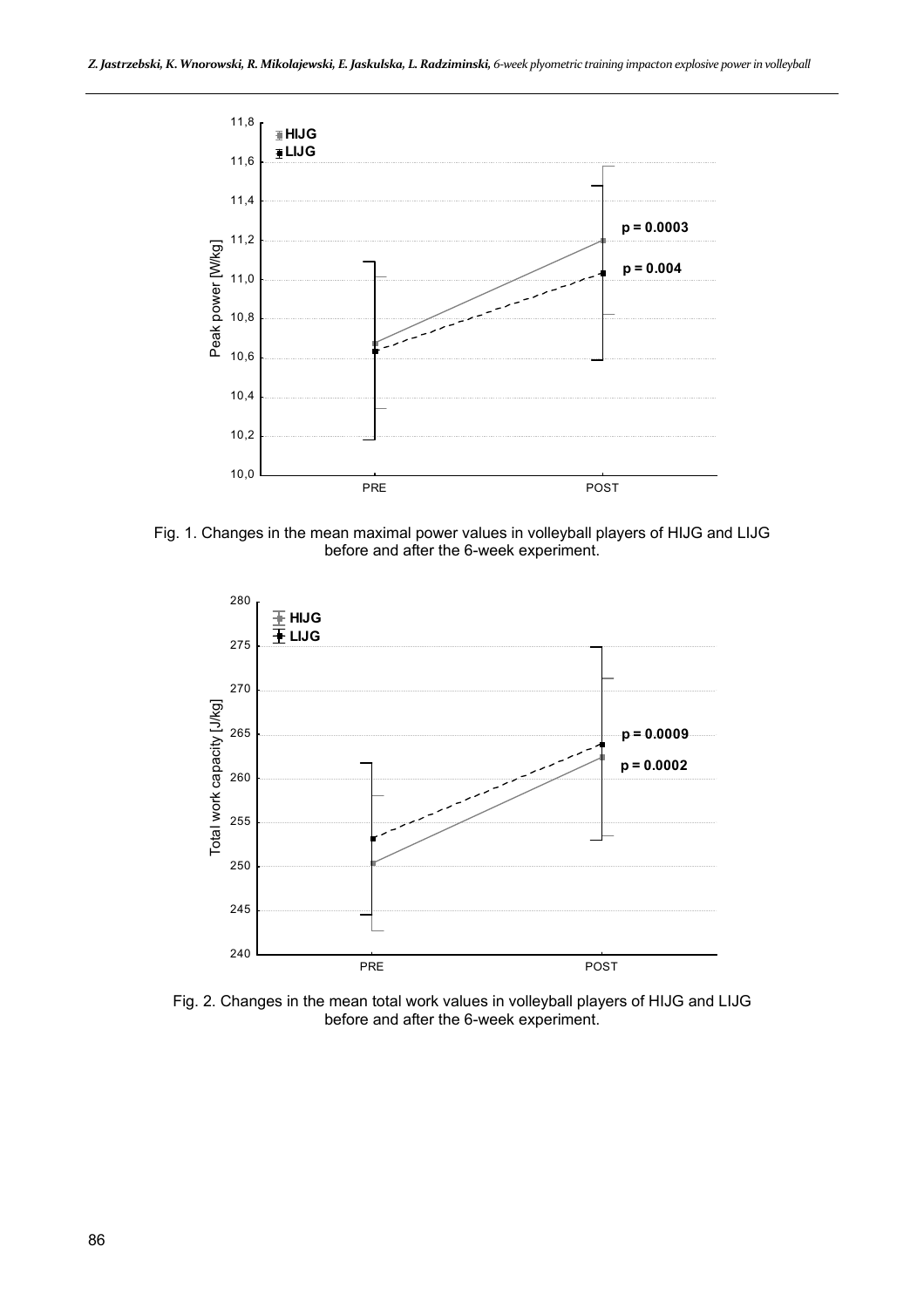Fig. 1. Changes in the mean maximal power values in volleyball players of HIJG and LIJG before and after the 6-week experiment.

Fig. 2. Changes in the mean total work values in volleyball players of HIJG and LIJG before and after the 6-week experiment.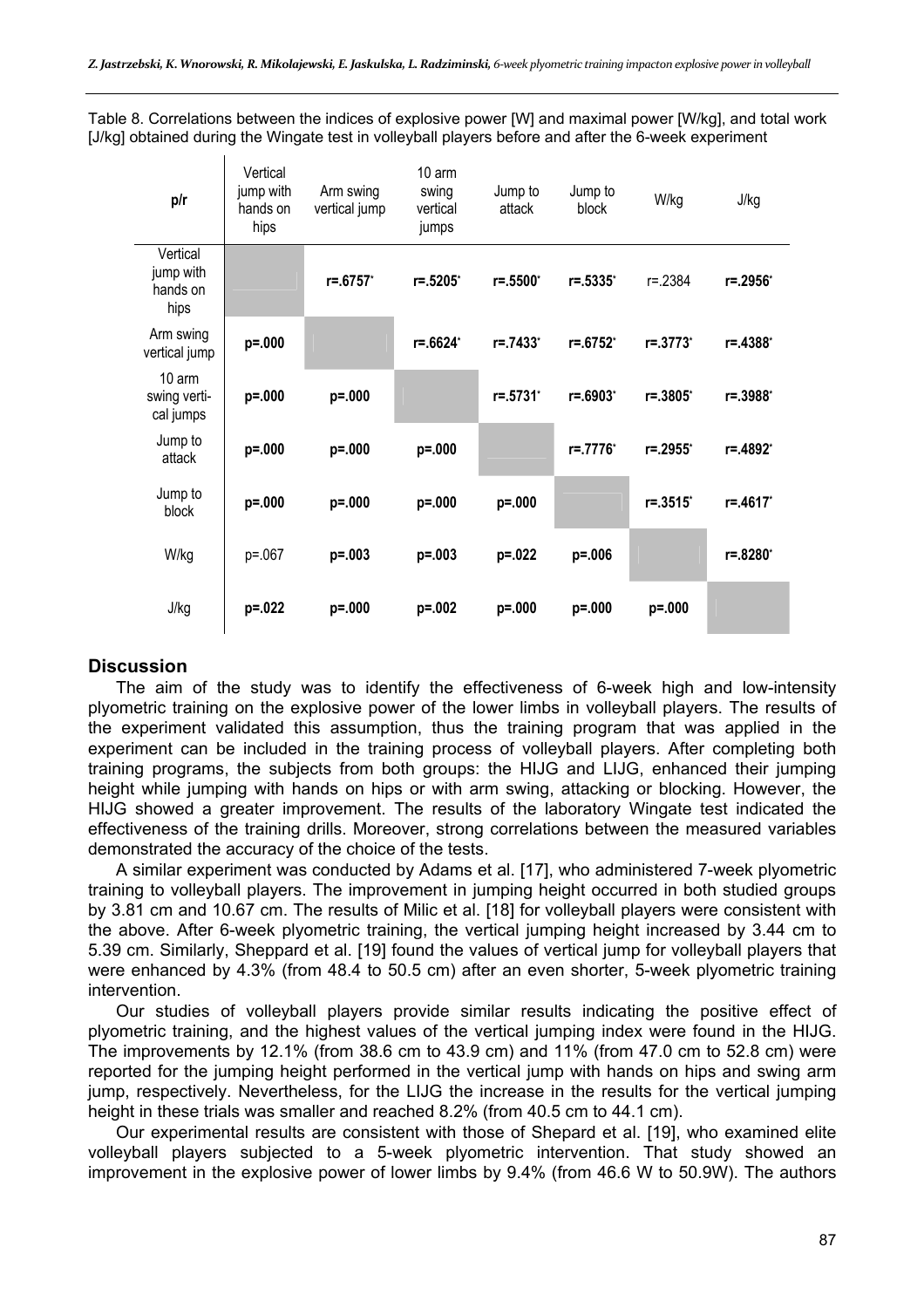Table 8. Correlations between the indices of explosive power [W] and maximal power [W/kg], and total work [J/kg] obtained during the Wingate test in volleyball players before and after the 6-week experiment

| p/r | Vertical jump with hands on hips | Arm swing vertical jump | 10 arm swing vertical jumps | Jump to attack | Jump to block | W/kg | J/kg |
|---|---|---|---|---|---|---|---|
| Vertical jump with hands on hips | | **r=.6757*** | **r=.5205*** | **r=.5500*** | **r=.5335*** | r=.2384 | **r=.2956*** |
| Arm swing vertical jump | **p=.000** | | **r=.6624*** | **r=.7433*** | **r=.6752*** | **r=.3773*** | **r=.4388*** |
| 10 arm swing vertical jumps | **p=.000** | **p=.000** | | **r=.5731*** | **r=.6903*** | **r=.3805*** | **r=.3988*** |
| Jump to attack | **p=.000** | **p=.000** | **p=.000** | | **r=.7776*** | **r=.2955*** | **r=.4892*** |
| Jump to block | **p=.000** | **p=.000** | **p=.000** | **p=.000** | | **r=.3515*** | **r=.4617*** |
| W/kg | p=.067 | **p=.003** | **p=.003** | **p=.022** | **p=.006** | | **r=.8280*** |
| J/kg | **p=.022** | **p=.000** | **p=.002** | **p=.000** | **p=.000** | **p=.000** | |

## Discussion

The aim of the study was to identify the effectiveness of 6-week high and low-intensity plyometric training on the explosive power of the lower limbs in volleyball players. The results of the experiment validated this assumption, thus the training program that was applied in the experiment can be included in the training process of volleyball players. After completing both training programs, the subjects from both groups: the HIJG and LIJG, enhanced their jumping height while jumping with hands on hips or with arm swing, attacking or blocking. However, the HIJG showed a greater improvement. The results of the laboratory Wingate test indicated the effectiveness of the training drills. Moreover, strong correlations between the measured variables demonstrated the accuracy of the choice of the tests.

A similar experiment was conducted by Adams et al. [17], who administered 7-week plyometric training to volleyball players. The improvement in jumping height occurred in both studied groups by 3.81 cm and 10.67 cm. The results of Milic et al. [18] for volleyball players were consistent with the above. After 6-week plyometric training, the vertical jumping height increased by 3.44 cm to 5.39 cm. Similarly, Sheppard et al. [19] found the values of vertical jump for volleyball players that were enhanced by 4.3% (from 48.4 to 50.5 cm) after an even shorter, 5-week plyometric training intervention.

Our studies of volleyball players provide similar results indicating the positive effect of plyometric training, and the highest values of the vertical jumping index were found in the HIJG. The improvements by 12.1% (from 38.6 cm to 43.9 cm) and 11% (from 47.0 cm to 52.8 cm) were reported for the jumping height performed in the vertical jump with hands on hips and swing arm jump, respectively. Nevertheless, for the LIJG the increase in the results for the vertical jumping height in these trials was smaller and reached 8.2% (from 40.5 cm to 44.1 cm).

Our experimental results are consistent with those of Shepard et al. [19], who examined elite volleyball players subjected to a 5-week plyometric intervention. That study showed an improvement in the explosive power of lower limbs by 9.4% (from 46.6 W to 50.9W). The authors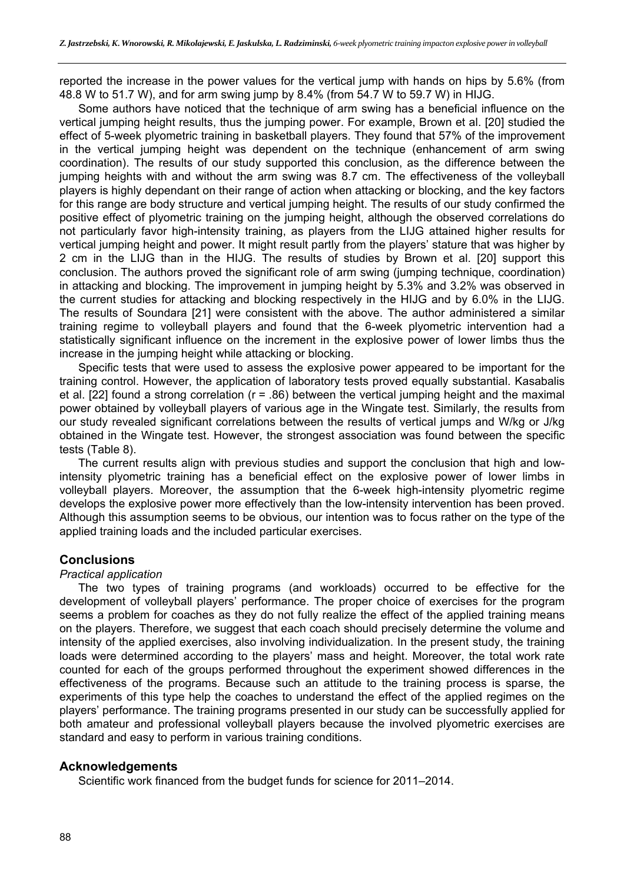reported the increase in the power values for the vertical jump with hands on hips by 5.6% (from 48.8 W to 51.7 W), and for arm swing jump by 8.4% (from 54.7 W to 59.7 W) in HIJG.

Some authors have noticed that the technique of arm swing has a beneficial influence on the vertical jumping height results, thus the jumping power. For example, Brown et al. [20] studied the effect of 5-week plyometric training in basketball players. They found that 57% of the improvement in the vertical jumping height was dependent on the technique (enhancement of arm swing coordination). The results of our study supported this conclusion, as the difference between the jumping heights with and without the arm swing was 8.7 cm. The effectiveness of the volleyball players is highly dependant on their range of action when attacking or blocking, and the key factors for this range are body structure and vertical jumping height. The results of our study confirmed the positive effect of plyometric training on the jumping height, although the observed correlations do not particularly favor high-intensity training, as players from the LIJG attained higher results for vertical jumping height and power. It might result partly from the players' stature that was higher by 2 cm in the LIJG than in the HIJG. The results of studies by Brown et al. [20] support this conclusion. The authors proved the significant role of arm swing (jumping technique, coordination) in attacking and blocking. The improvement in jumping height by 5.3% and 3.2% was observed in the current studies for attacking and blocking respectively in the HIJG and by 6.0% in the LIJG. The results of Soundara [21] were consistent with the above. The author administered a similar training regime to volleyball players and found that the 6-week plyometric intervention had a statistically significant influence on the increment in the explosive power of lower limbs thus the increase in the jumping height while attacking or blocking.

Specific tests that were used to assess the explosive power appeared to be important for the training control. However, the application of laboratory tests proved equally substantial. Kasabalis et al. [22] found a strong correlation ($r = .86$) between the vertical jumping height and the maximal power obtained by volleyball players of various age in the Wingate test. Similarly, the results from our study revealed significant correlations between the results of vertical jumps and W/kg or J/kg obtained in the Wingate test. However, the strongest association was found between the specific tests (Table 8).

The current results align with previous studies and support the conclusion that high and low-intensity plyometric training has a beneficial effect on the explosive power of lower limbs in volleyball players. Moreover, the assumption that the 6-week high-intensity plyometric regime develops the explosive power more effectively than the low-intensity intervention has been proved. Although this assumption seems to be obvious, our intention was to focus rather on the type of the applied training loads and the included particular exercises.

## Conclusions

*Practical application*

The two types of training programs (and workloads) occurred to be effective for the development of volleyball players' performance. The proper choice of exercises for the program seems a problem for coaches as they do not fully realize the effect of the applied training means on the players. Therefore, we suggest that each coach should precisely determine the volume and intensity of the applied exercises, also involving individualization. In the present study, the training loads were determined according to the players' mass and height. Moreover, the total work rate counted for each of the groups performed throughout the experiment showed differences in the effectiveness of the programs. Because such an attitude to the training process is sparse, the experiments of this type help the coaches to understand the effect of the applied regimes on the players' performance. The training programs presented in our study can be successfully applied for both amateur and professional volleyball players because the involved plyometric exercises are standard and easy to perform in various training conditions.

## Acknowledgements

Scientific work financed from the budget funds for science for 2011–2014.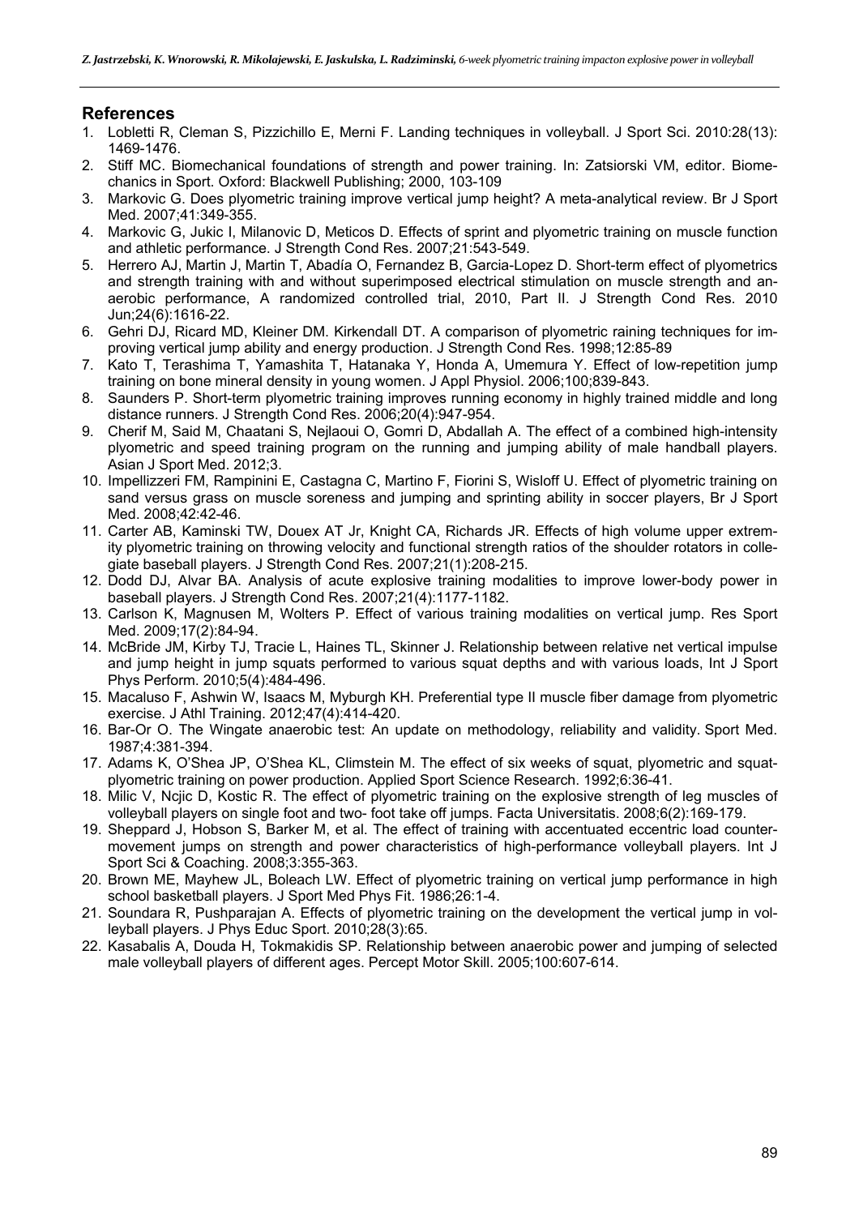## References

1. Lobletti R, Cleman S, Pizzichillo E, Merni F. Landing techniques in volleyball. J Sport Sci. 2010:28(13): 1469-1476.
2. Stiff MC. Biomechanical foundations of strength and power training. In: Zatsiorski VM, editor. Biomechanics in Sport. Oxford: Blackwell Publishing; 2000, 103-109
3. Markovic G. Does plyometric training improve vertical jump height? A meta-analytical review. Br J Sport Med. 2007;41:349-355.
4. Markovic G, Jukic I, Milanovic D, Meticos D. Effects of sprint and plyometric training on muscle function and athletic performance. J Strength Cond Res. 2007;21:543-549.
5. Herrero AJ, Martin J, Martin T, Abadía O, Fernandez B, Garcia-Lopez D. Short-term effect of plyometrics and strength training with and without superimposed electrical stimulation on muscle strength and anaerobic performance, A randomized controlled trial, 2010, Part II. J Strength Cond Res. 2010 Jun;24(6):1616-22.
6. Gehri DJ, Ricard MD, Kleiner DM. Kirkendall DT. A comparison of plyometric raining techniques for improving vertical jump ability and energy production. J Strength Cond Res. 1998;12:85-89
7. Kato T, Terashima T, Yamashita T, Hatanaka Y, Honda A, Umemura Y. Effect of low-repetition jump training on bone mineral density in young women. J Appl Physiol. 2006;100;839-843.
8. Saunders P. Short-term plyometric training improves running economy in highly trained middle and long distance runners. J Strength Cond Res. 2006;20(4):947-954.
9. Cherif M, Said M, Chaatani S, Nejlaoui O, Gomri D, Abdallah A. The effect of a combined high-intensity plyometric and speed training program on the running and jumping ability of male handball players. Asian J Sport Med. 2012;3.
10. Impellizzeri FM, Rampinini E, Castagna C, Martino F, Fiorini S, Wisloff U. Effect of plyometric training on sand versus grass on muscle soreness and jumping and sprinting ability in soccer players, Br J Sport Med. 2008;42:42-46.
11. Carter AB, Kaminski TW, Douex AT Jr, Knight CA, Richards JR. Effects of high volume upper extremity plyometric training on throwing velocity and functional strength ratios of the shoulder rotators in collegiate baseball players. J Strength Cond Res. 2007;21(1):208-215.
12. Dodd DJ, Alvar BA. Analysis of acute explosive training modalities to improve lower-body power in baseball players. J Strength Cond Res. 2007;21(4):1177-1182.
13. Carlson K, Magnusen M, Wolters P. Effect of various training modalities on vertical jump. Res Sport Med. 2009;17(2):84-94.
14. McBride JM, Kirby TJ, Tracie L, Haines TL, Skinner J. Relationship between relative net vertical impulse and jump height in jump squats performed to various squat depths and with various loads, Int J Sport Phys Perform. 2010;5(4):484-496.
15. Macaluso F, Ashwin W, Isaacs M, Myburgh KH. Preferential type II muscle fiber damage from plyometric exercise. J Athl Training. 2012;47(4):414-420.
16. Bar-Or O. The Wingate anaerobic test: An update on methodology, reliability and validity. Sport Med. 1987;4:381-394.
17. Adams K, O'Shea JP, O'Shea KL, Climstein M. The effect of six weeks of squat, plyometric and squat-plyometric training on power production. Applied Sport Science Research. 1992;6:36-41.
18. Milic V, Ncjic D, Kostic R. The effect of plyometric training on the explosive strength of leg muscles of volleyball players on single foot and two- foot take off jumps. Facta Universitatis. 2008;6(2):169-179.
19. Sheppard J, Hobson S, Barker M, et al. The effect of training with accentuated eccentric load counter-movement jumps on strength and power characteristics of high-performance volleyball players. Int J Sport Sci & Coaching. 2008;3:355-363.
20. Brown ME, Mayhew JL, Boleach LW. Effect of plyometric training on vertical jump performance in high school basketball players. J Sport Med Phys Fit. 1986;26:1-4.
21. Soundara R, Pushparajan A. Effects of plyometric training on the development the vertical jump in volleyball players. J Phys Educ Sport. 2010;28(3):65.
22. Kasabalis A, Douda H, Tokmakidis SP. Relationship between anaerobic power and jumping of selected male volleyball players of different ages. Percept Motor Skill. 2005;100:607-614.